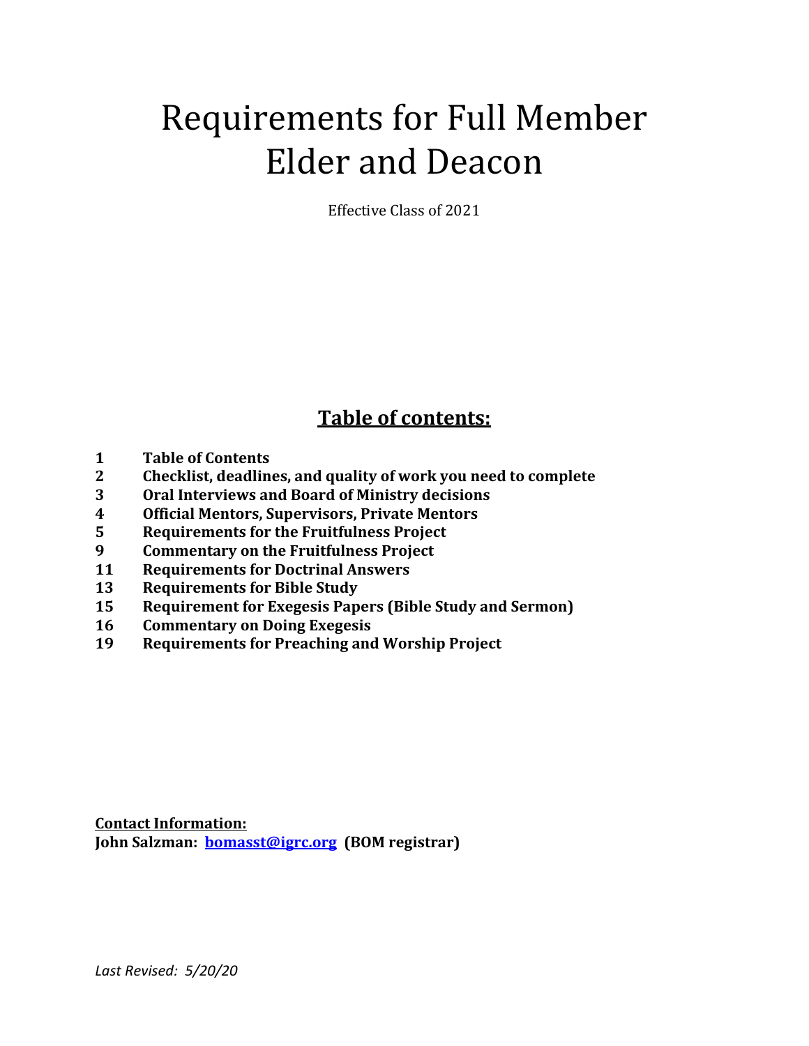# Requirements for Full Member Elder and Deacon

Effective Class of 2021

## Table of contents:

| | |
|---|---|
| **1** | **Table of Contents** |
| **2** | **Checklist, deadlines, and quality of work you need to complete** |
| **3** | **Oral Interviews and Board of Ministry decisions** |
| **4** | **Official Mentors, Supervisors, Private Mentors** |
| **5** | **Requirements for the Fruitfulness Project** |
| **9** | **Commentary on the Fruitfulness Project** |
| **11** | **Requirements for Doctrinal Answers** |
| **13** | **Requirements for Bible Study** |
| **15** | **Requirement for Exegesis Papers (Bible Study and Sermon)** |
| **16** | **Commentary on Doing Exegesis** |
| **19** | **Requirements for Preaching and Worship Project** |

**Contact Information:**
**John Salzman: [bomasst@igrc.org](mailto:bomasst@igrc.org) (BOM registrar)**

*Last Revised: 5/20/20*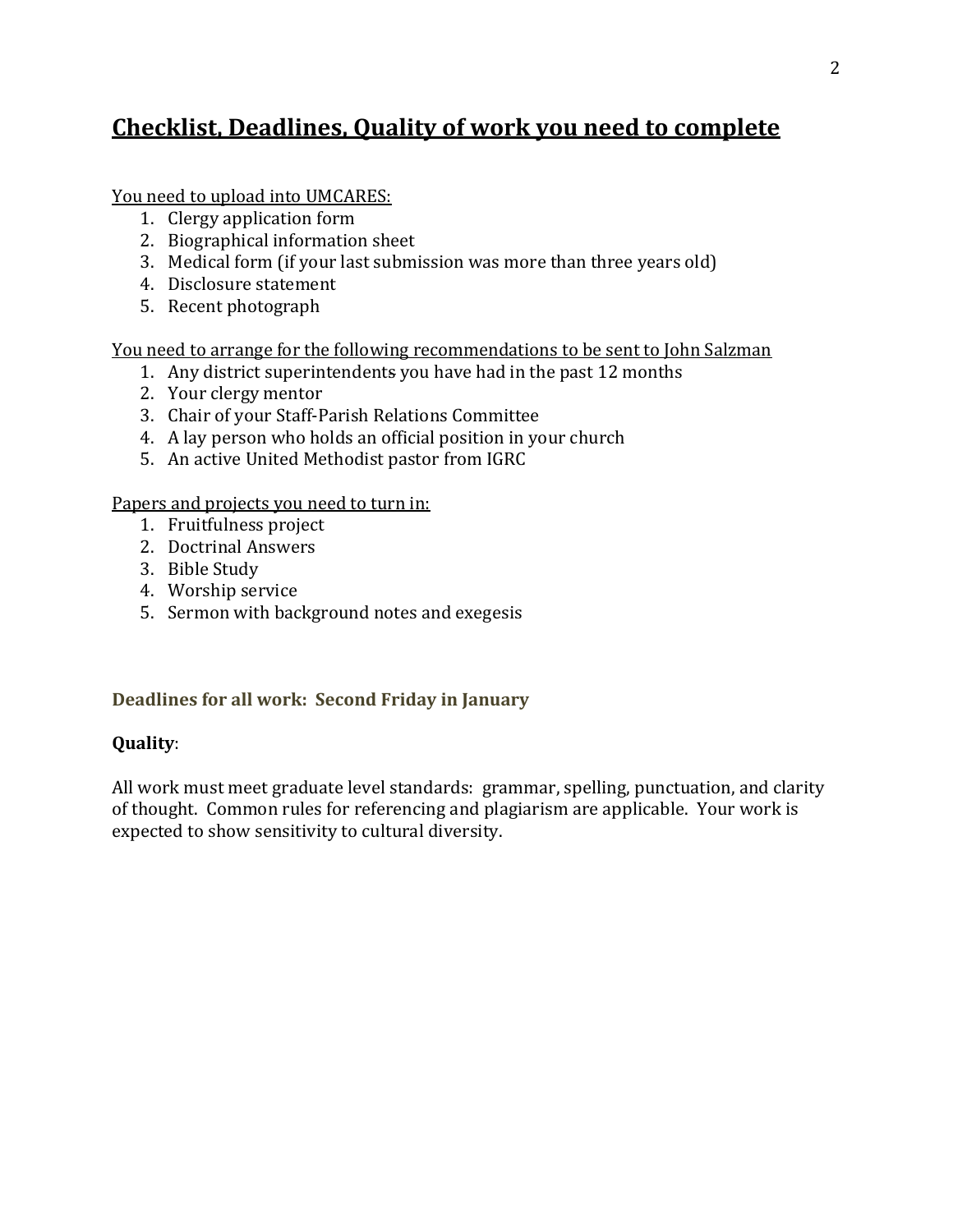## Checklist, Deadlines, Quality of work you need to complete

You need to upload into UMCARES:

1. Clergy application form
2. Biographical information sheet
3. Medical form (if your last submission was more than three years old)
4. Disclosure statement
5. Recent photograph

You need to arrange for the following recommendations to be sent to John Salzman

1. Any district superintendents you have had in the past 12 months
2. Your clergy mentor
3. Chair of your Staff-Parish Relations Committee
4. A lay person who holds an official position in your church
5. An active United Methodist pastor from IGRC

Papers and projects you need to turn in:

1. Fruitfulness project
2. Doctrinal Answers
3. Bible Study
4. Worship service
5. Sermon with background notes and exegesis

**Deadlines for all work: Second Friday in January**

**Quality**:

All work must meet graduate level standards: grammar, spelling, punctuation, and clarity of thought. Common rules for referencing and plagiarism are applicable. Your work is expected to show sensitivity to cultural diversity.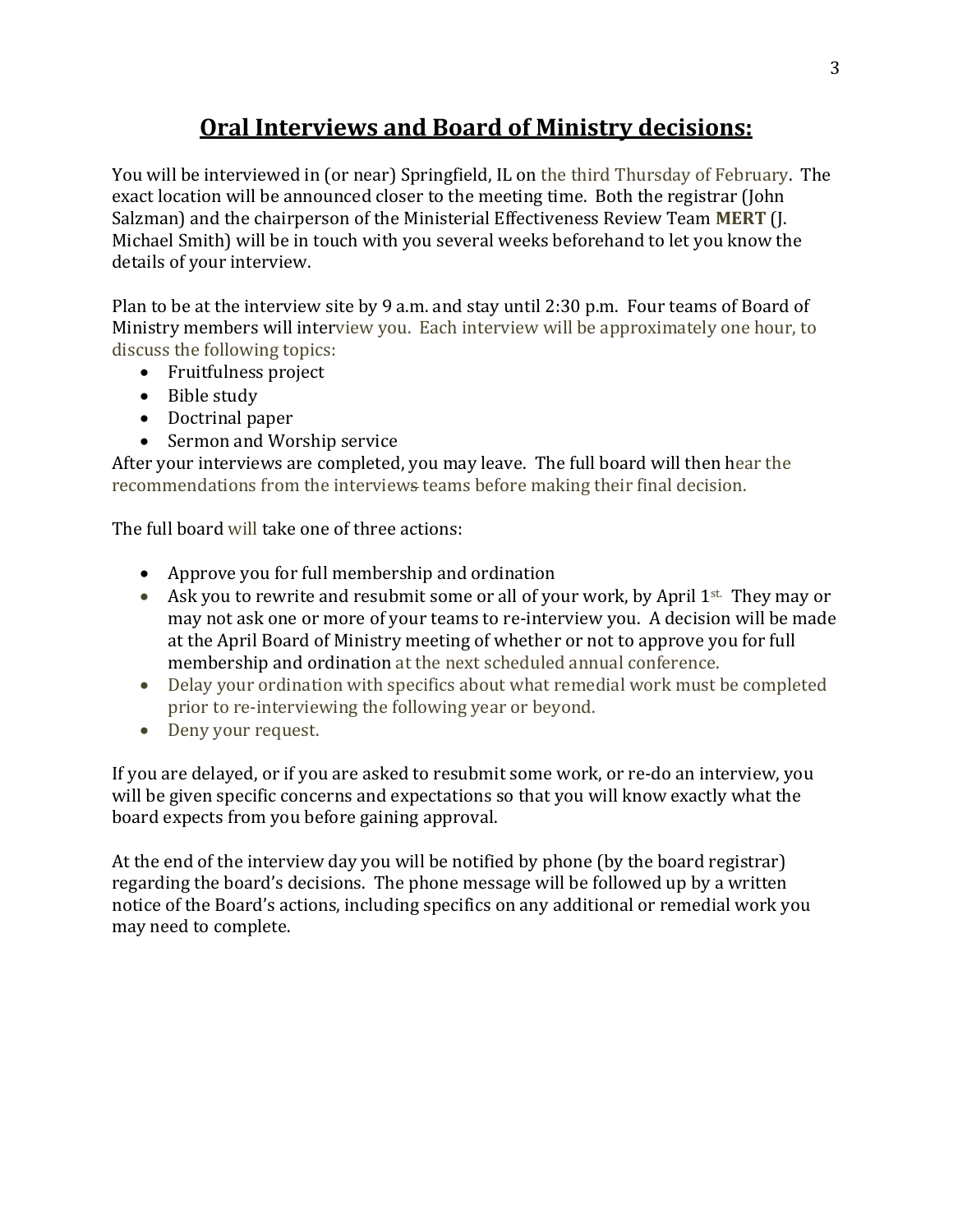## Oral Interviews and Board of Ministry decisions:

You will be interviewed in (or near) Springfield, IL on the third Thursday of February. The exact location will be announced closer to the meeting time. Both the registrar (John Salzman) and the chairperson of the Ministerial Effectiveness Review Team **MERT** (J. Michael Smith) will be in touch with you several weeks beforehand to let you know the details of your interview.

Plan to be at the interview site by 9 a.m. and stay until 2:30 p.m. Four teams of Board of Ministry members will interview you. Each interview will be approximately one hour, to discuss the following topics:

- Fruitfulness project
- Bible study
- Doctrinal paper
- Sermon and Worship service

After your interviews are completed, you may leave. The full board will then hear the recommendations from the interviews teams before making their final decision.

The full board will take one of three actions:

- Approve you for full membership and ordination
- Ask you to rewrite and resubmit some or all of your work, by April 1st. They may or may not ask one or more of your teams to re-interview you. A decision will be made at the April Board of Ministry meeting of whether or not to approve you for full membership and ordination at the next scheduled annual conference.
- Delay your ordination with specifics about what remedial work must be completed prior to re-interviewing the following year or beyond.
- Deny your request.

If you are delayed, or if you are asked to resubmit some work, or re-do an interview, you will be given specific concerns and expectations so that you will know exactly what the board expects from you before gaining approval.

At the end of the interview day you will be notified by phone (by the board registrar) regarding the board's decisions. The phone message will be followed up by a written notice of the Board's actions, including specifics on any additional or remedial work you may need to complete.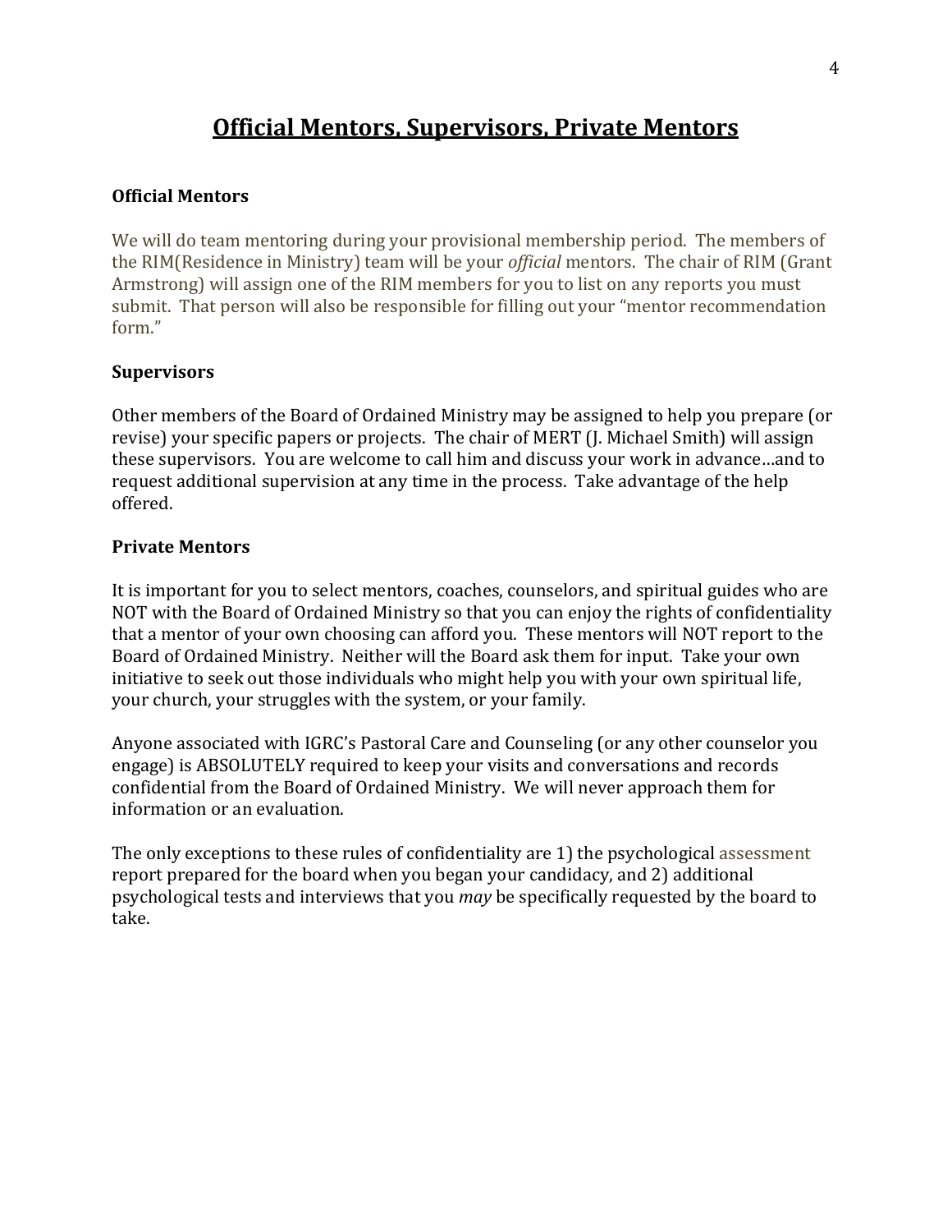# Official Mentors, Supervisors, Private Mentors

### Official Mentors

We will do team mentoring during your provisional membership period. The members of the RIM(Residence in Ministry) team will be your *official* mentors. The chair of RIM (Grant Armstrong) will assign one of the RIM members for you to list on any reports you must submit. That person will also be responsible for filling out your "mentor recommendation form."

### Supervisors

Other members of the Board of Ordained Ministry may be assigned to help you prepare (or revise) your specific papers or projects. The chair of MERT (J. Michael Smith) will assign these supervisors. You are welcome to call him and discuss your work in advance…and to request additional supervision at any time in the process. Take advantage of the help offered.

### Private Mentors

It is important for you to select mentors, coaches, counselors, and spiritual guides who are NOT with the Board of Ordained Ministry so that you can enjoy the rights of confidentiality that a mentor of your own choosing can afford you. These mentors will NOT report to the Board of Ordained Ministry. Neither will the Board ask them for input. Take your own initiative to seek out those individuals who might help you with your own spiritual life, your church, your struggles with the system, or your family.

Anyone associated with IGRC's Pastoral Care and Counseling (or any other counselor you engage) is ABSOLUTELY required to keep your visits and conversations and records confidential from the Board of Ordained Ministry. We will never approach them for information or an evaluation.

The only exceptions to these rules of confidentiality are 1) the psychological assessment report prepared for the board when you began your candidacy, and 2) additional psychological tests and interviews that you *may* be specifically requested by the board to take.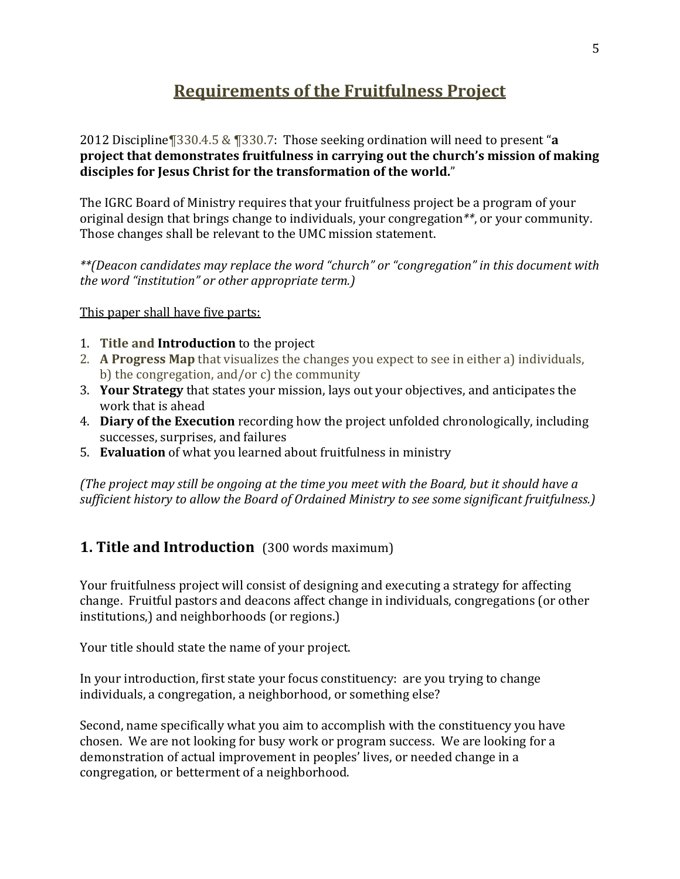# Requirements of the Fruitfulness Project

2012 Discipline¶330.4.5 & ¶330.7: Those seeking ordination will need to present "**a project that demonstrates fruitfulness in carrying out the church's mission of making disciples for Jesus Christ for the transformation of the world.**"

The IGRC Board of Ministry requires that your fruitfulness project be a program of your original design that brings change to individuals, your congregation\*\*, or your community. Those changes shall be relevant to the UMC mission statement.

*\*\*(Deacon candidates may replace the word "church" or "congregation" in this document with the word "institution" or other appropriate term.)*

<u>This paper shall have five parts:</u>

1. **Title and Introduction** to the project
2. **A Progress Map** that visualizes the changes you expect to see in either a) individuals, b) the congregation, and/or c) the community
3. **Your Strategy** that states your mission, lays out your objectives, and anticipates the work that is ahead
4. **Diary of the Execution** recording how the project unfolded chronologically, including successes, surprises, and failures
5. **Evaluation** of what you learned about fruitfulness in ministry

*(The project may still be ongoing at the time you meet with the Board, but it should have a sufficient history to allow the Board of Ordained Ministry to see some significant fruitfulness.)*

## 1. Title and Introduction (300 words maximum)

Your fruitfulness project will consist of designing and executing a strategy for affecting change. Fruitful pastors and deacons affect change in individuals, congregations (or other institutions,) and neighborhoods (or regions.)

Your title should state the name of your project.

In your introduction, first state your focus constituency: are you trying to change individuals, a congregation, a neighborhood, or something else?

Second, name specifically what you aim to accomplish with the constituency you have chosen. We are not looking for busy work or program success. We are looking for a demonstration of actual improvement in peoples' lives, or needed change in a congregation, or betterment of a neighborhood.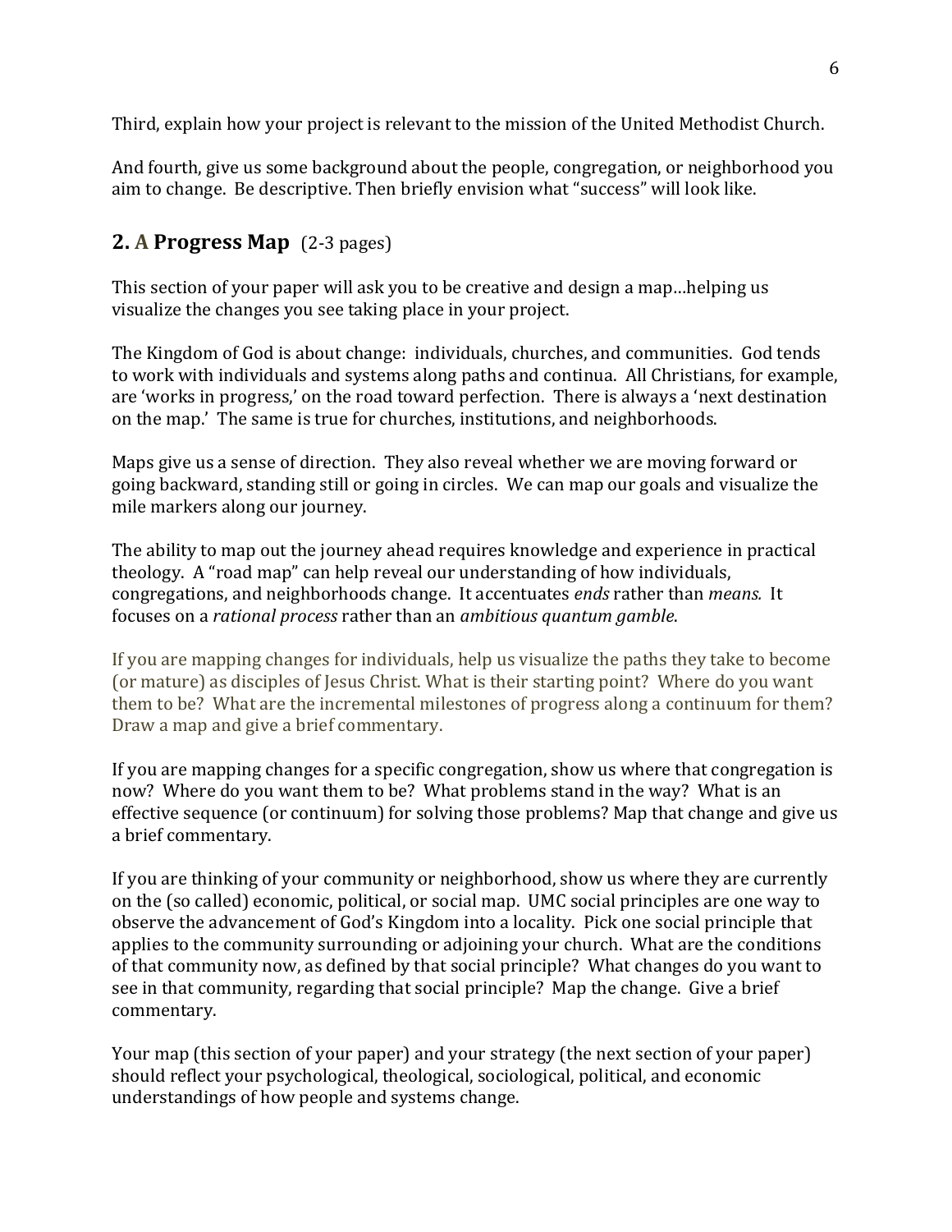Third, explain how your project is relevant to the mission of the United Methodist Church.

And fourth, give us some background about the people, congregation, or neighborhood you aim to change. Be descriptive. Then briefly envision what "success" will look like.

## 2. A Progress Map (2-3 pages)

This section of your paper will ask you to be creative and design a map…helping us visualize the changes you see taking place in your project.

The Kingdom of God is about change: individuals, churches, and communities. God tends to work with individuals and systems along paths and continua. All Christians, for example, are 'works in progress,' on the road toward perfection. There is always a 'next destination on the map.' The same is true for churches, institutions, and neighborhoods.

Maps give us a sense of direction. They also reveal whether we are moving forward or going backward, standing still or going in circles. We can map our goals and visualize the mile markers along our journey.

The ability to map out the journey ahead requires knowledge and experience in practical theology. A "road map" can help reveal our understanding of how individuals, congregations, and neighborhoods change. It accentuates *ends* rather than *means.* It focuses on a *rational process* rather than an *ambitious quantum gamble*.

If you are mapping changes for individuals, help us visualize the paths they take to become (or mature) as disciples of Jesus Christ. What is their starting point? Where do you want them to be? What are the incremental milestones of progress along a continuum for them? Draw a map and give a brief commentary.

If you are mapping changes for a specific congregation, show us where that congregation is now? Where do you want them to be? What problems stand in the way? What is an effective sequence (or continuum) for solving those problems? Map that change and give us a brief commentary.

If you are thinking of your community or neighborhood, show us where they are currently on the (so called) economic, political, or social map. UMC social principles are one way to observe the advancement of God's Kingdom into a locality. Pick one social principle that applies to the community surrounding or adjoining your church. What are the conditions of that community now, as defined by that social principle? What changes do you want to see in that community, regarding that social principle? Map the change. Give a brief commentary.

Your map (this section of your paper) and your strategy (the next section of your paper) should reflect your psychological, theological, sociological, political, and economic understandings of how people and systems change.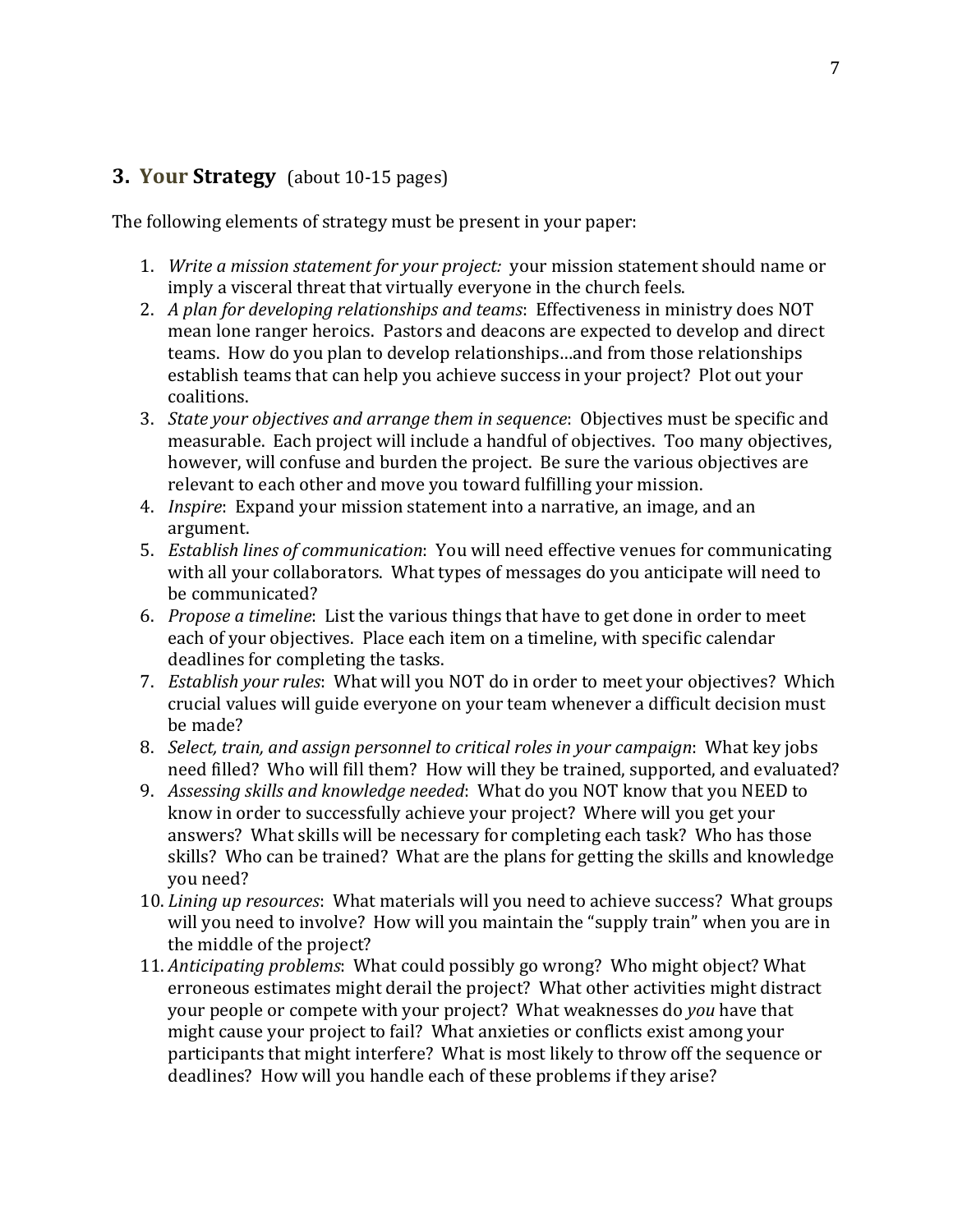## 3. Your Strategy (about 10-15 pages)

The following elements of strategy must be present in your paper:

1. *Write a mission statement for your project:* your mission statement should name or imply a visceral threat that virtually everyone in the church feels.
2. *A plan for developing relationships and teams*: Effectiveness in ministry does NOT mean lone ranger heroics. Pastors and deacons are expected to develop and direct teams. How do you plan to develop relationships…and from those relationships establish teams that can help you achieve success in your project? Plot out your coalitions.
3. *State your objectives and arrange them in sequence*: Objectives must be specific and measurable. Each project will include a handful of objectives. Too many objectives, however, will confuse and burden the project. Be sure the various objectives are relevant to each other and move you toward fulfilling your mission.
4. *Inspire*: Expand your mission statement into a narrative, an image, and an argument.
5. *Establish lines of communication*: You will need effective venues for communicating with all your collaborators. What types of messages do you anticipate will need to be communicated?
6. *Propose a timeline*: List the various things that have to get done in order to meet each of your objectives. Place each item on a timeline, with specific calendar deadlines for completing the tasks.
7. *Establish your rules*: What will you NOT do in order to meet your objectives? Which crucial values will guide everyone on your team whenever a difficult decision must be made?
8. *Select, train, and assign personnel to critical roles in your campaign*: What key jobs need filled? Who will fill them? How will they be trained, supported, and evaluated?
9. *Assessing skills and knowledge needed*: What do you NOT know that you NEED to know in order to successfully achieve your project? Where will you get your answers? What skills will be necessary for completing each task? Who has those skills? Who can be trained? What are the plans for getting the skills and knowledge you need?
10. *Lining up resources*: What materials will you need to achieve success? What groups will you need to involve? How will you maintain the "supply train" when you are in the middle of the project?
11. *Anticipating problems*: What could possibly go wrong? Who might object? What erroneous estimates might derail the project? What other activities might distract your people or compete with your project? What weaknesses do *you* have that might cause your project to fail? What anxieties or conflicts exist among your participants that might interfere? What is most likely to throw off the sequence or deadlines? How will you handle each of these problems if they arise?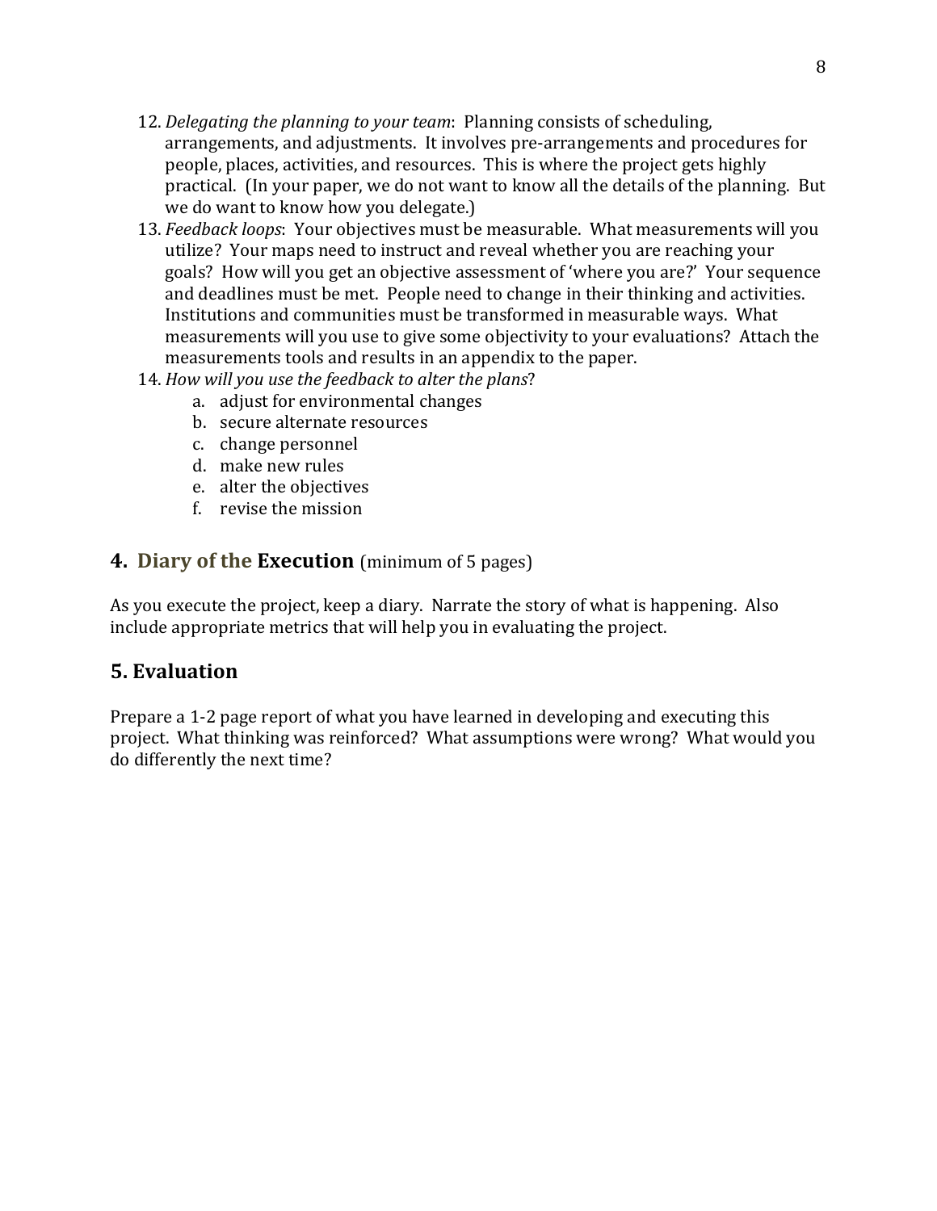12. *Delegating the planning to your team*: Planning consists of scheduling, arrangements, and adjustments. It involves pre-arrangements and procedures for people, places, activities, and resources. This is where the project gets highly practical. (In your paper, we do not want to know all the details of the planning. But we do want to know how you delegate.)
13. *Feedback loops*: Your objectives must be measurable. What measurements will you utilize? Your maps need to instruct and reveal whether you are reaching your goals? How will you get an objective assessment of 'where you are?' Your sequence and deadlines must be met. People need to change in their thinking and activities. Institutions and communities must be transformed in measurable ways. What measurements will you use to give some objectivity to your evaluations? Attach the measurements tools and results in an appendix to the paper.
14. *How will you use the feedback to alter the plans*?
    a. adjust for environmental changes
    b. secure alternate resources
    c. change personnel
    d. make new rules
    e. alter the objectives
    f. revise the mission

## 4. Diary of the Execution (minimum of 5 pages)

As you execute the project, keep a diary. Narrate the story of what is happening. Also include appropriate metrics that will help you in evaluating the project.

## 5. Evaluation

Prepare a 1-2 page report of what you have learned in developing and executing this project. What thinking was reinforced? What assumptions were wrong? What would you do differently the next time?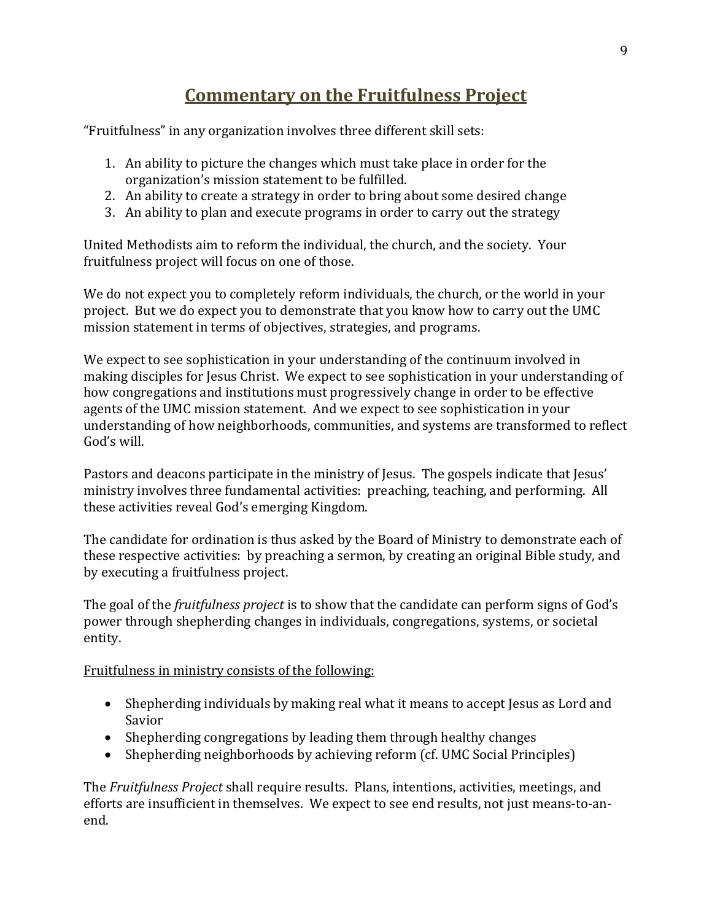# Commentary on the Fruitfulness Project

"Fruitfulness" in any organization involves three different skill sets:

1. An ability to picture the changes which must take place in order for the organization's mission statement to be fulfilled.
2. An ability to create a strategy in order to bring about some desired change
3. An ability to plan and execute programs in order to carry out the strategy

United Methodists aim to reform the individual, the church, and the society. Your fruitfulness project will focus on one of those.

We do not expect you to completely reform individuals, the church, or the world in your project. But we do expect you to demonstrate that you know how to carry out the UMC mission statement in terms of objectives, strategies, and programs.

We expect to see sophistication in your understanding of the continuum involved in making disciples for Jesus Christ. We expect to see sophistication in your understanding of how congregations and institutions must progressively change in order to be effective agents of the UMC mission statement. And we expect to see sophistication in your understanding of how neighborhoods, communities, and systems are transformed to reflect God's will.

Pastors and deacons participate in the ministry of Jesus. The gospels indicate that Jesus' ministry involves three fundamental activities: preaching, teaching, and performing. All these activities reveal God's emerging Kingdom.

The candidate for ordination is thus asked by the Board of Ministry to demonstrate each of these respective activities: by preaching a sermon, by creating an original Bible study, and by executing a fruitfulness project.

The goal of the *fruitfulness project* is to show that the candidate can perform signs of God's power through shepherding changes in individuals, congregations, systems, or societal entity.

<u>Fruitfulness in ministry consists of the following:</u>

- Shepherding individuals by making real what it means to accept Jesus as Lord and Savior
- Shepherding congregations by leading them through healthy changes
- Shepherding neighborhoods by achieving reform (cf. UMC Social Principles)

The *Fruitfulness Project* shall require results. Plans, intentions, activities, meetings, and efforts are insufficient in themselves. We expect to see end results, not just means-to-an-end.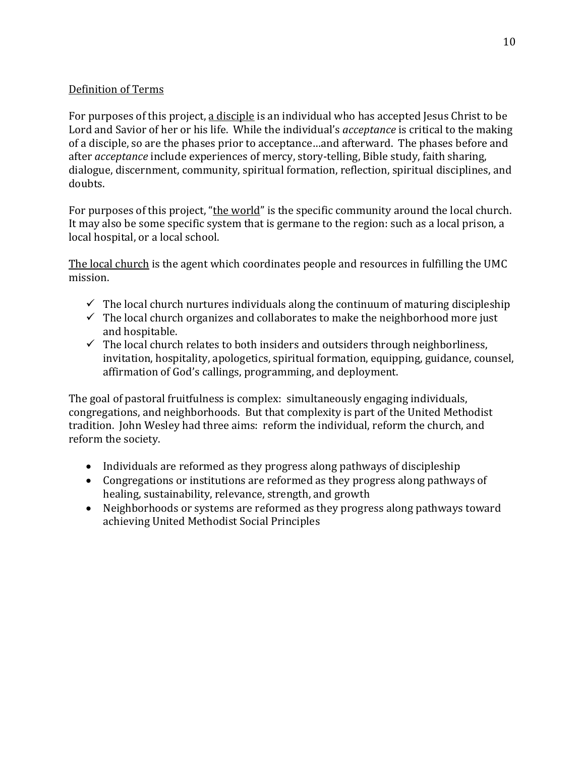## Definition of Terms

For purposes of this project, <u>a disciple</u> is an individual who has accepted Jesus Christ to be Lord and Savior of her or his life. While the individual's *acceptance* is critical to the making of a disciple, so are the phases prior to acceptance…and afterward. The phases before and after *acceptance* include experiences of mercy, story-telling, Bible study, faith sharing, dialogue, discernment, community, spiritual formation, reflection, spiritual disciplines, and doubts.

For purposes of this project, "<u>the world</u>" is the specific community around the local church. It may also be some specific system that is germane to the region: such as a local prison, a local hospital, or a local school.

<u>The local church</u> is the agent which coordinates people and resources in fulfilling the UMC mission.

- ✓ The local church nurtures individuals along the continuum of maturing discipleship
- ✓ The local church organizes and collaborates to make the neighborhood more just and hospitable.
- ✓ The local church relates to both insiders and outsiders through neighborliness, invitation, hospitality, apologetics, spiritual formation, equipping, guidance, counsel, affirmation of God's callings, programming, and deployment.

The goal of pastoral fruitfulness is complex: simultaneously engaging individuals, congregations, and neighborhoods. But that complexity is part of the United Methodist tradition. John Wesley had three aims: reform the individual, reform the church, and reform the society.

- Individuals are reformed as they progress along pathways of discipleship
- Congregations or institutions are reformed as they progress along pathways of healing, sustainability, relevance, strength, and growth
- Neighborhoods or systems are reformed as they progress along pathways toward achieving United Methodist Social Principles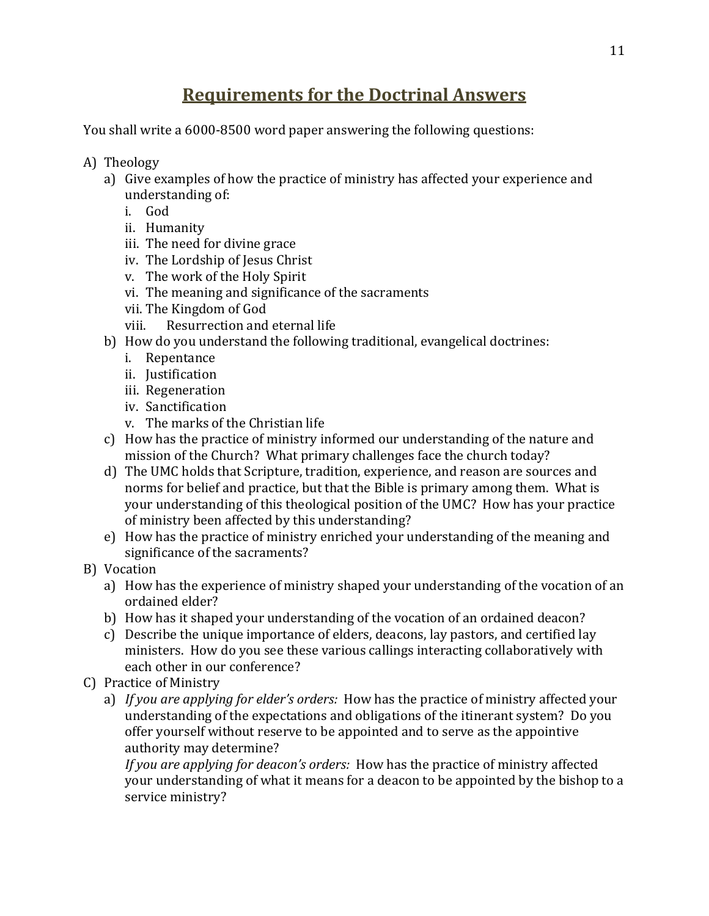# Requirements for the Doctrinal Answers

You shall write a 6000-8500 word paper answering the following questions:

A) Theology
   a) Give examples of how the practice of ministry has affected your experience and understanding of:
      i. God
      ii. Humanity
      iii. The need for divine grace
      iv. The Lordship of Jesus Christ
      v. The work of the Holy Spirit
      vi. The meaning and significance of the sacraments
      vii. The Kingdom of God
      viii. Resurrection and eternal life
   b) How do you understand the following traditional, evangelical doctrines:
      i. Repentance
      ii. Justification
      iii. Regeneration
      iv. Sanctification
      v. The marks of the Christian life
   c) How has the practice of ministry informed our understanding of the nature and mission of the Church? What primary challenges face the church today?
   d) The UMC holds that Scripture, tradition, experience, and reason are sources and norms for belief and practice, but that the Bible is primary among them. What is your understanding of this theological position of the UMC? How has your practice of ministry been affected by this understanding?
   e) How has the practice of ministry enriched your understanding of the meaning and significance of the sacraments?

B) Vocation
   a) How has the experience of ministry shaped your understanding of the vocation of an ordained elder?
   b) How has it shaped your understanding of the vocation of an ordained deacon?
   c) Describe the unique importance of elders, deacons, lay pastors, and certified lay ministers. How do you see these various callings interacting collaboratively with each other in our conference?

C) Practice of Ministry
   a) *If you are applying for elder's orders:* How has the practice of ministry affected your understanding of the expectations and obligations of the itinerant system? Do you offer yourself without reserve to be appointed and to serve as the appointive authority may determine?
      *If you are applying for deacon's orders:* How has the practice of ministry affected your understanding of what it means for a deacon to be appointed by the bishop to a service ministry?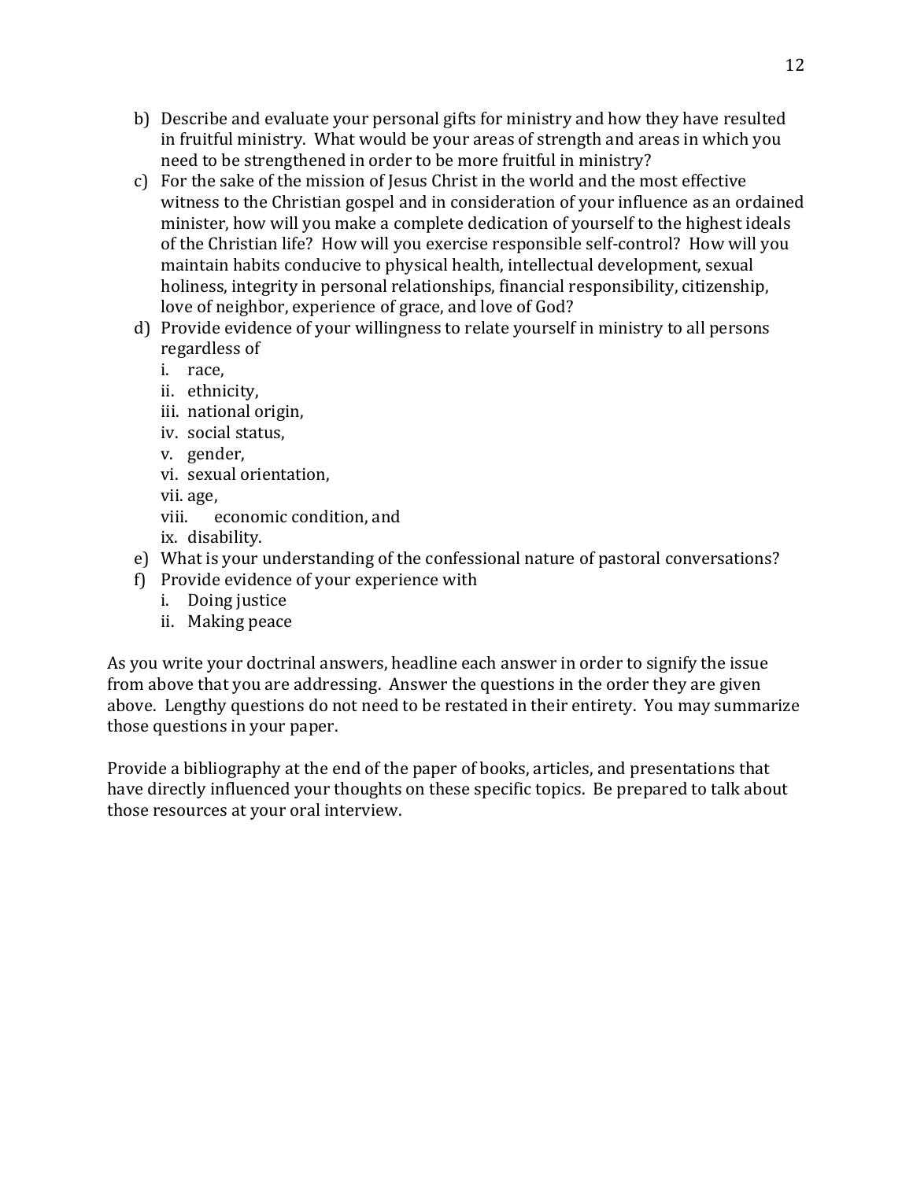b) Describe and evaluate your personal gifts for ministry and how they have resulted in fruitful ministry. What would be your areas of strength and areas in which you need to be strengthened in order to be more fruitful in ministry?
c) For the sake of the mission of Jesus Christ in the world and the most effective witness to the Christian gospel and in consideration of your influence as an ordained minister, how will you make a complete dedication of yourself to the highest ideals of the Christian life? How will you exercise responsible self-control? How will you maintain habits conducive to physical health, intellectual development, sexual holiness, integrity in personal relationships, financial responsibility, citizenship, love of neighbor, experience of grace, and love of God?
d) Provide evidence of your willingness to relate yourself in ministry to all persons regardless of
   i. race,
   ii. ethnicity,
   iii. national origin,
   iv. social status,
   v. gender,
   vi. sexual orientation,
   vii. age,
   viii. economic condition, and
   ix. disability.
e) What is your understanding of the confessional nature of pastoral conversations?
f) Provide evidence of your experience with
   i. Doing justice
   ii. Making peace

As you write your doctrinal answers, headline each answer in order to signify the issue from above that you are addressing. Answer the questions in the order they are given above. Lengthy questions do not need to be restated in their entirety. You may summarize those questions in your paper.

Provide a bibliography at the end of the paper of books, articles, and presentations that have directly influenced your thoughts on these specific topics. Be prepared to talk about those resources at your oral interview.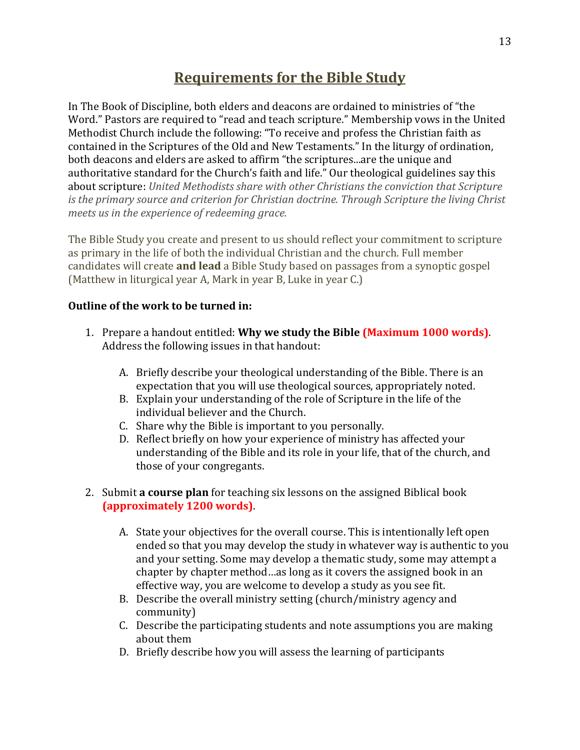# Requirements for the Bible Study

In The Book of Discipline, both elders and deacons are ordained to ministries of "the Word." Pastors are required to "read and teach scripture." Membership vows in the United Methodist Church include the following: "To receive and profess the Christian faith as contained in the Scriptures of the Old and New Testaments." In the liturgy of ordination, both deacons and elders are asked to affirm "the scriptures...are the unique and authoritative standard for the Church's faith and life." Our theological guidelines say this about scripture: *United Methodists share with other Christians the conviction that Scripture is the primary source and criterion for Christian doctrine. Through Scripture the living Christ meets us in the experience of redeeming grace.*

The Bible Study you create and present to us should reflect your commitment to scripture as primary in the life of both the individual Christian and the church. Full member candidates will create **and lead** a Bible Study based on passages from a synoptic gospel (Matthew in liturgical year A, Mark in year B, Luke in year C.)

**Outline of the work to be turned in:**

1. Prepare a handout entitled: **Why we study the Bible (Maximum 1000 words)**. Address the following issues in that handout:

   A. Briefly describe your theological understanding of the Bible. There is an expectation that you will use theological sources, appropriately noted.
   B. Explain your understanding of the role of Scripture in the life of the individual believer and the Church.
   C. Share why the Bible is important to you personally.
   D. Reflect briefly on how your experience of ministry has affected your understanding of the Bible and its role in your life, that of the church, and those of your congregants.

2. Submit **a course plan** for teaching six lessons on the assigned Biblical book **(approximately 1200 words)**.

   A. State your objectives for the overall course. This is intentionally left open ended so that you may develop the study in whatever way is authentic to you and your setting. Some may develop a thematic study, some may attempt a chapter by chapter method…as long as it covers the assigned book in an effective way, you are welcome to develop a study as you see fit.
   B. Describe the overall ministry setting (church/ministry agency and community)
   C. Describe the participating students and note assumptions you are making about them
   D. Briefly describe how you will assess the learning of participants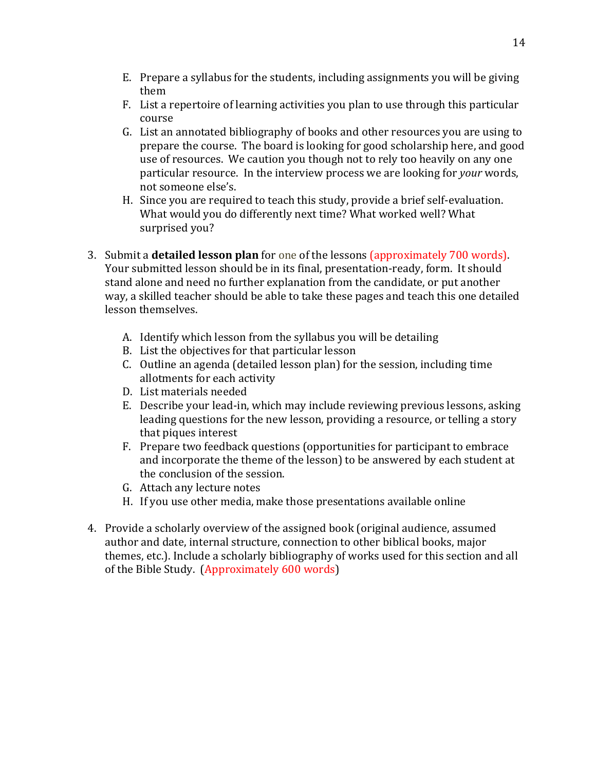E. Prepare a syllabus for the students, including assignments you will be giving them
F. List a repertoire of learning activities you plan to use through this particular course
G. List an annotated bibliography of books and other resources you are using to prepare the course. The board is looking for good scholarship here, and good use of resources. We caution you though not to rely too heavily on any one particular resource. In the interview process we are looking for *your* words, not someone else's.
H. Since you are required to teach this study, provide a brief self-evaluation. What would you do differently next time? What worked well? What surprised you?

3. Submit a **detailed lesson plan** for one of the lessons (approximately 700 words). Your submitted lesson should be in its final, presentation-ready, form. It should stand alone and need no further explanation from the candidate, or put another way, a skilled teacher should be able to take these pages and teach this one detailed lesson themselves.

   A. Identify which lesson from the syllabus you will be detailing
   B. List the objectives for that particular lesson
   C. Outline an agenda (detailed lesson plan) for the session, including time allotments for each activity
   D. List materials needed
   E. Describe your lead-in, which may include reviewing previous lessons, asking leading questions for the new lesson, providing a resource, or telling a story that piques interest
   F. Prepare two feedback questions (opportunities for participant to embrace and incorporate the theme of the lesson) to be answered by each student at the conclusion of the session.
   G. Attach any lecture notes
   H. If you use other media, make those presentations available online

4. Provide a scholarly overview of the assigned book (original audience, assumed author and date, internal structure, connection to other biblical books, major themes, etc.). Include a scholarly bibliography of works used for this section and all of the Bible Study. (Approximately 600 words)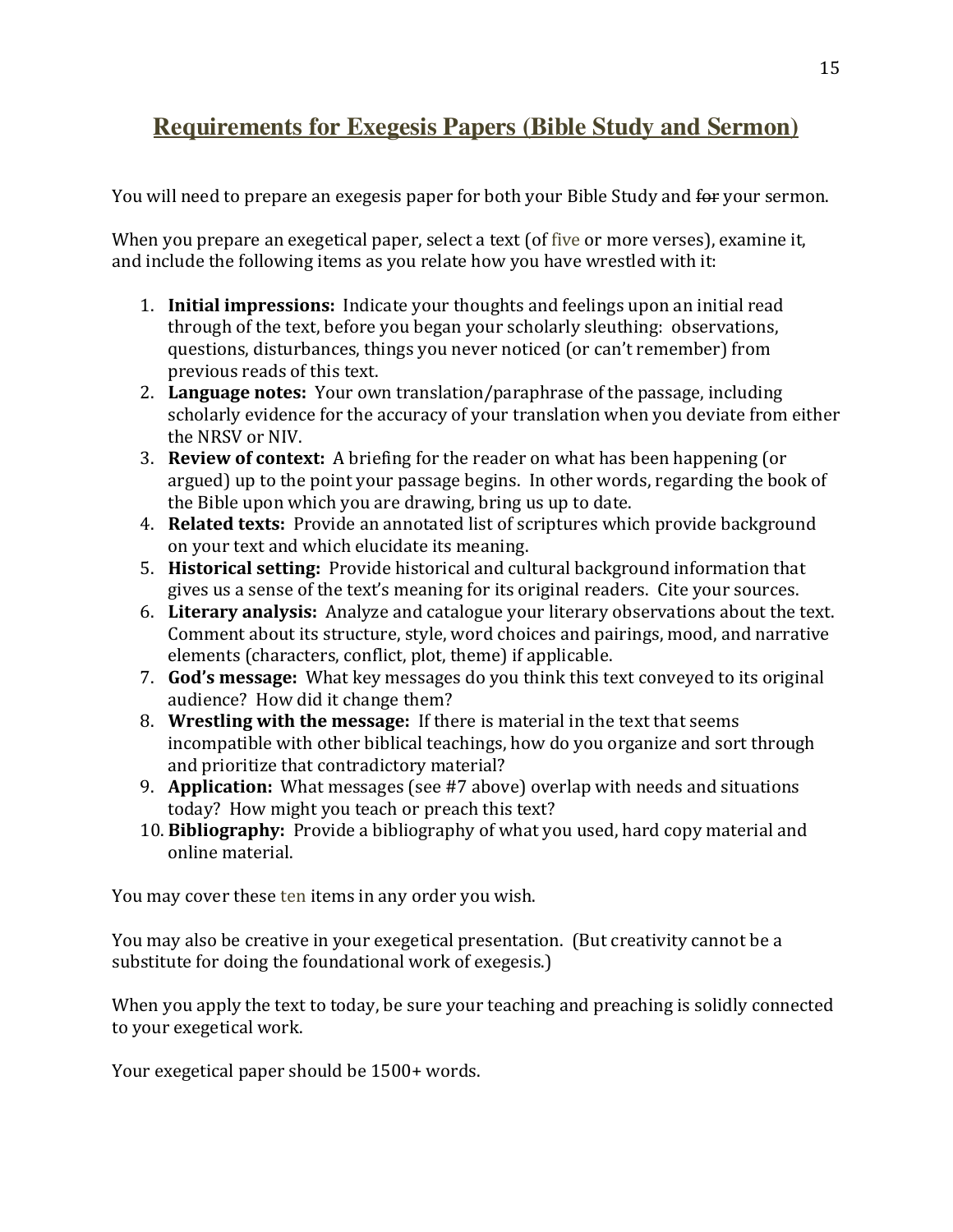# Requirements for Exegesis Papers (Bible Study and Sermon)

You will need to prepare an exegesis paper for both your Bible Study and ~~for~~ your sermon.

When you prepare an exegetical paper, select a text (of five or more verses), examine it, and include the following items as you relate how you have wrestled with it:

1. **Initial impressions:** Indicate your thoughts and feelings upon an initial read through of the text, before you began your scholarly sleuthing: observations, questions, disturbances, things you never noticed (or can't remember) from previous reads of this text.
2. **Language notes:** Your own translation/paraphrase of the passage, including scholarly evidence for the accuracy of your translation when you deviate from either the NRSV or NIV.
3. **Review of context:** A briefing for the reader on what has been happening (or argued) up to the point your passage begins. In other words, regarding the book of the Bible upon which you are drawing, bring us up to date.
4. **Related texts:** Provide an annotated list of scriptures which provide background on your text and which elucidate its meaning.
5. **Historical setting:** Provide historical and cultural background information that gives us a sense of the text's meaning for its original readers. Cite your sources.
6. **Literary analysis:** Analyze and catalogue your literary observations about the text. Comment about its structure, style, word choices and pairings, mood, and narrative elements (characters, conflict, plot, theme) if applicable.
7. **God's message:** What key messages do you think this text conveyed to its original audience? How did it change them?
8. **Wrestling with the message:** If there is material in the text that seems incompatible with other biblical teachings, how do you organize and sort through and prioritize that contradictory material?
9. **Application:** What messages (see #7 above) overlap with needs and situations today? How might you teach or preach this text?
10. **Bibliography:** Provide a bibliography of what you used, hard copy material and online material.

You may cover these ten items in any order you wish.

You may also be creative in your exegetical presentation. (But creativity cannot be a substitute for doing the foundational work of exegesis.)

When you apply the text to today, be sure your teaching and preaching is solidly connected to your exegetical work.

Your exegetical paper should be 1500+ words.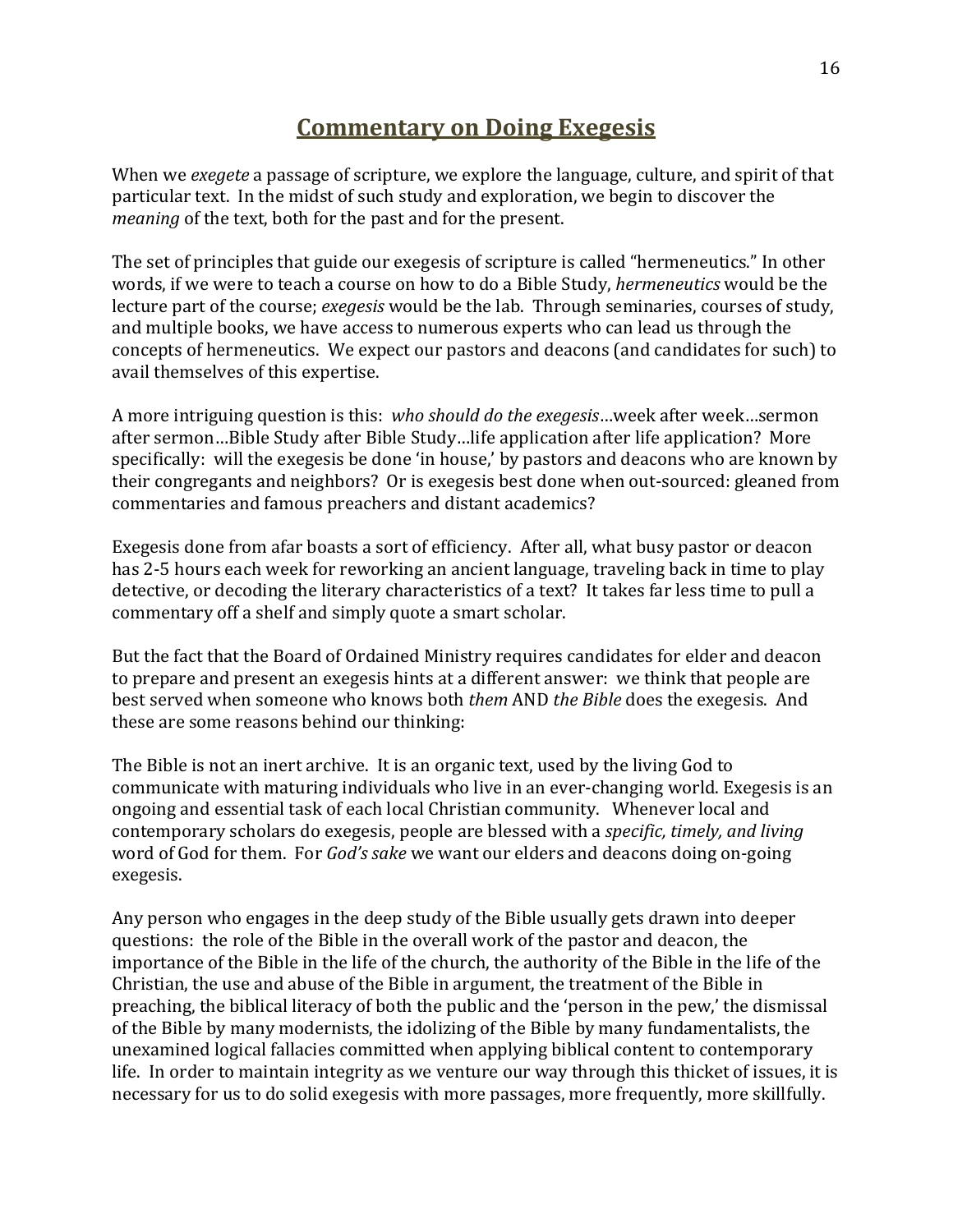# Commentary on Doing Exegesis

When we *exegete* a passage of scripture, we explore the language, culture, and spirit of that particular text. In the midst of such study and exploration, we begin to discover the *meaning* of the text, both for the past and for the present.

The set of principles that guide our exegesis of scripture is called "hermeneutics." In other words, if we were to teach a course on how to do a Bible Study, *hermeneutics* would be the lecture part of the course; *exegesis* would be the lab. Through seminaries, courses of study, and multiple books, we have access to numerous experts who can lead us through the concepts of hermeneutics. We expect our pastors and deacons (and candidates for such) to avail themselves of this expertise.

A more intriguing question is this: *who should do the exegesis*…week after week…sermon after sermon…Bible Study after Bible Study…life application after life application? More specifically: will the exegesis be done 'in house,' by pastors and deacons who are known by their congregants and neighbors? Or is exegesis best done when out-sourced: gleaned from commentaries and famous preachers and distant academics?

Exegesis done from afar boasts a sort of efficiency. After all, what busy pastor or deacon has 2-5 hours each week for reworking an ancient language, traveling back in time to play detective, or decoding the literary characteristics of a text? It takes far less time to pull a commentary off a shelf and simply quote a smart scholar.

But the fact that the Board of Ordained Ministry requires candidates for elder and deacon to prepare and present an exegesis hints at a different answer: we think that people are best served when someone who knows both *them* AND *the Bible* does the exegesis. And these are some reasons behind our thinking:

The Bible is not an inert archive. It is an organic text, used by the living God to communicate with maturing individuals who live in an ever-changing world. Exegesis is an ongoing and essential task of each local Christian community. Whenever local and contemporary scholars do exegesis, people are blessed with a *specific, timely, and living* word of God for them. For *God's sake* we want our elders and deacons doing on-going exegesis.

Any person who engages in the deep study of the Bible usually gets drawn into deeper questions: the role of the Bible in the overall work of the pastor and deacon, the importance of the Bible in the life of the church, the authority of the Bible in the life of the Christian, the use and abuse of the Bible in argument, the treatment of the Bible in preaching, the biblical literacy of both the public and the 'person in the pew,' the dismissal of the Bible by many modernists, the idolizing of the Bible by many fundamentalists, the unexamined logical fallacies committed when applying biblical content to contemporary life. In order to maintain integrity as we venture our way through this thicket of issues, it is necessary for us to do solid exegesis with more passages, more frequently, more skillfully.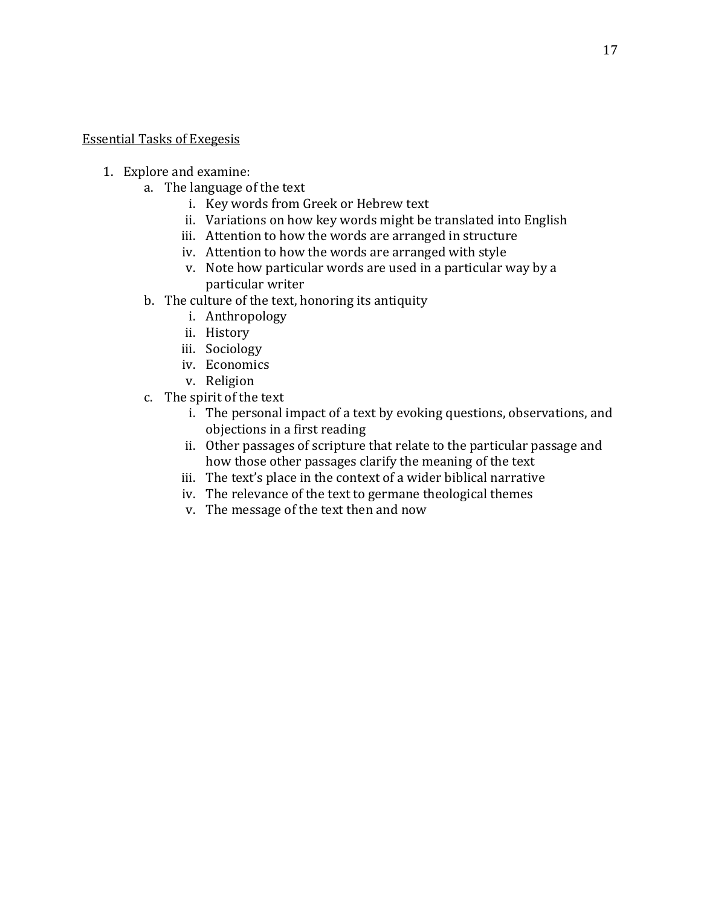<u>Essential Tasks of Exegesis</u>

1. Explore and examine:
   a. The language of the text
      i. Key words from Greek or Hebrew text
      ii. Variations on how key words might be translated into English
      iii. Attention to how the words are arranged in structure
      iv. Attention to how the words are arranged with style
      v. Note how particular words are used in a particular way by a particular writer
   b. The culture of the text, honoring its antiquity
      i. Anthropology
      ii. History
      iii. Sociology
      iv. Economics
      v. Religion
   c. The spirit of the text
      i. The personal impact of a text by evoking questions, observations, and objections in a first reading
      ii. Other passages of scripture that relate to the particular passage and how those other passages clarify the meaning of the text
      iii. The text's place in the context of a wider biblical narrative
      iv. The relevance of the text to germane theological themes
      v. The message of the text then and now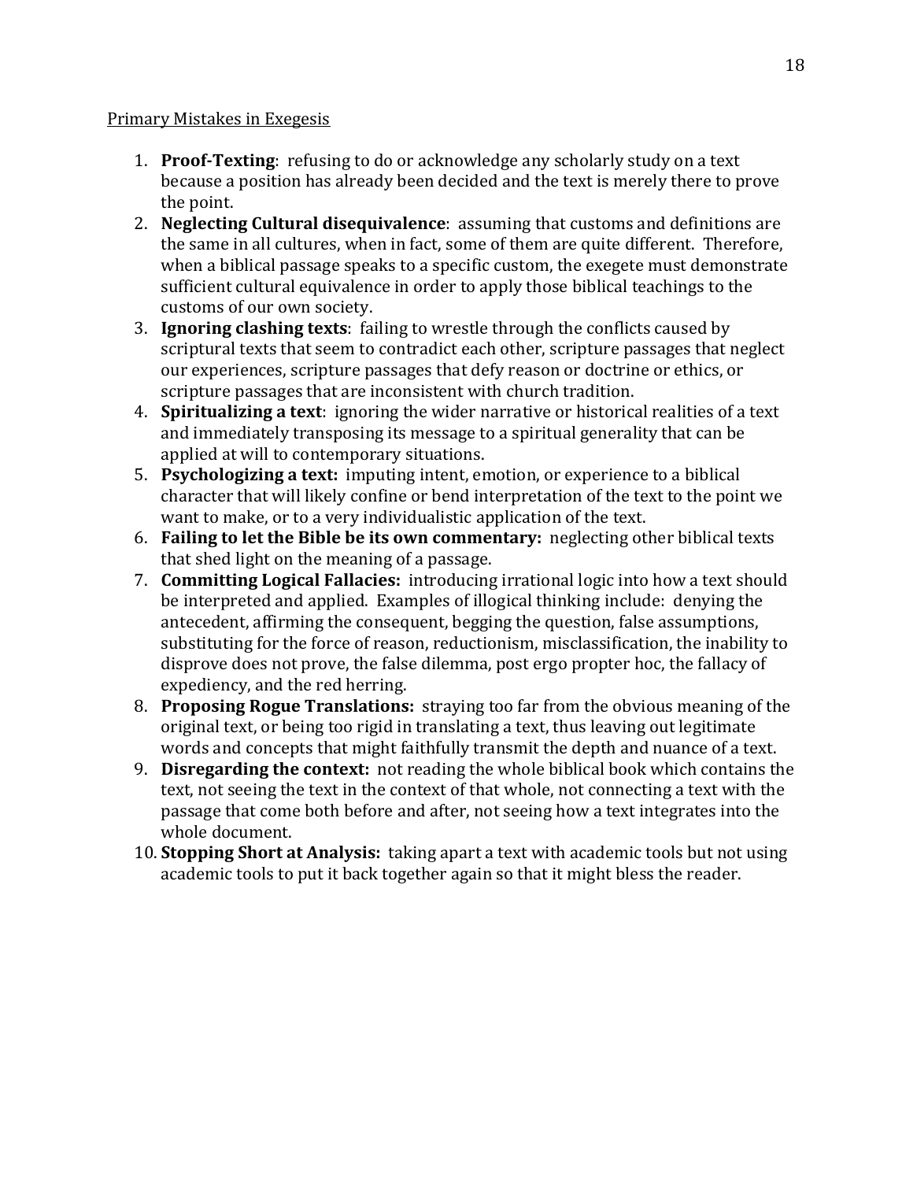Primary Mistakes in Exegesis

1. **Proof-Texting**: refusing to do or acknowledge any scholarly study on a text because a position has already been decided and the text is merely there to prove the point.
2. **Neglecting Cultural disequivalence**: assuming that customs and definitions are the same in all cultures, when in fact, some of them are quite different. Therefore, when a biblical passage speaks to a specific custom, the exegete must demonstrate sufficient cultural equivalence in order to apply those biblical teachings to the customs of our own society.
3. **Ignoring clashing texts**: failing to wrestle through the conflicts caused by scriptural texts that seem to contradict each other, scripture passages that neglect our experiences, scripture passages that defy reason or doctrine or ethics, or scripture passages that are inconsistent with church tradition.
4. **Spiritualizing a text**: ignoring the wider narrative or historical realities of a text and immediately transposing its message to a spiritual generality that can be applied at will to contemporary situations.
5. **Psychologizing a text:** imputing intent, emotion, or experience to a biblical character that will likely confine or bend interpretation of the text to the point we want to make, or to a very individualistic application of the text.
6. **Failing to let the Bible be its own commentary:** neglecting other biblical texts that shed light on the meaning of a passage.
7. **Committing Logical Fallacies:** introducing irrational logic into how a text should be interpreted and applied. Examples of illogical thinking include: denying the antecedent, affirming the consequent, begging the question, false assumptions, substituting for the force of reason, reductionism, misclassification, the inability to disprove does not prove, the false dilemma, post ergo propter hoc, the fallacy of expediency, and the red herring.
8. **Proposing Rogue Translations:** straying too far from the obvious meaning of the original text, or being too rigid in translating a text, thus leaving out legitimate words and concepts that might faithfully transmit the depth and nuance of a text.
9. **Disregarding the context:** not reading the whole biblical book which contains the text, not seeing the text in the context of that whole, not connecting a text with the passage that come both before and after, not seeing how a text integrates into the whole document.
10. **Stopping Short at Analysis:** taking apart a text with academic tools but not using academic tools to put it back together again so that it might bless the reader.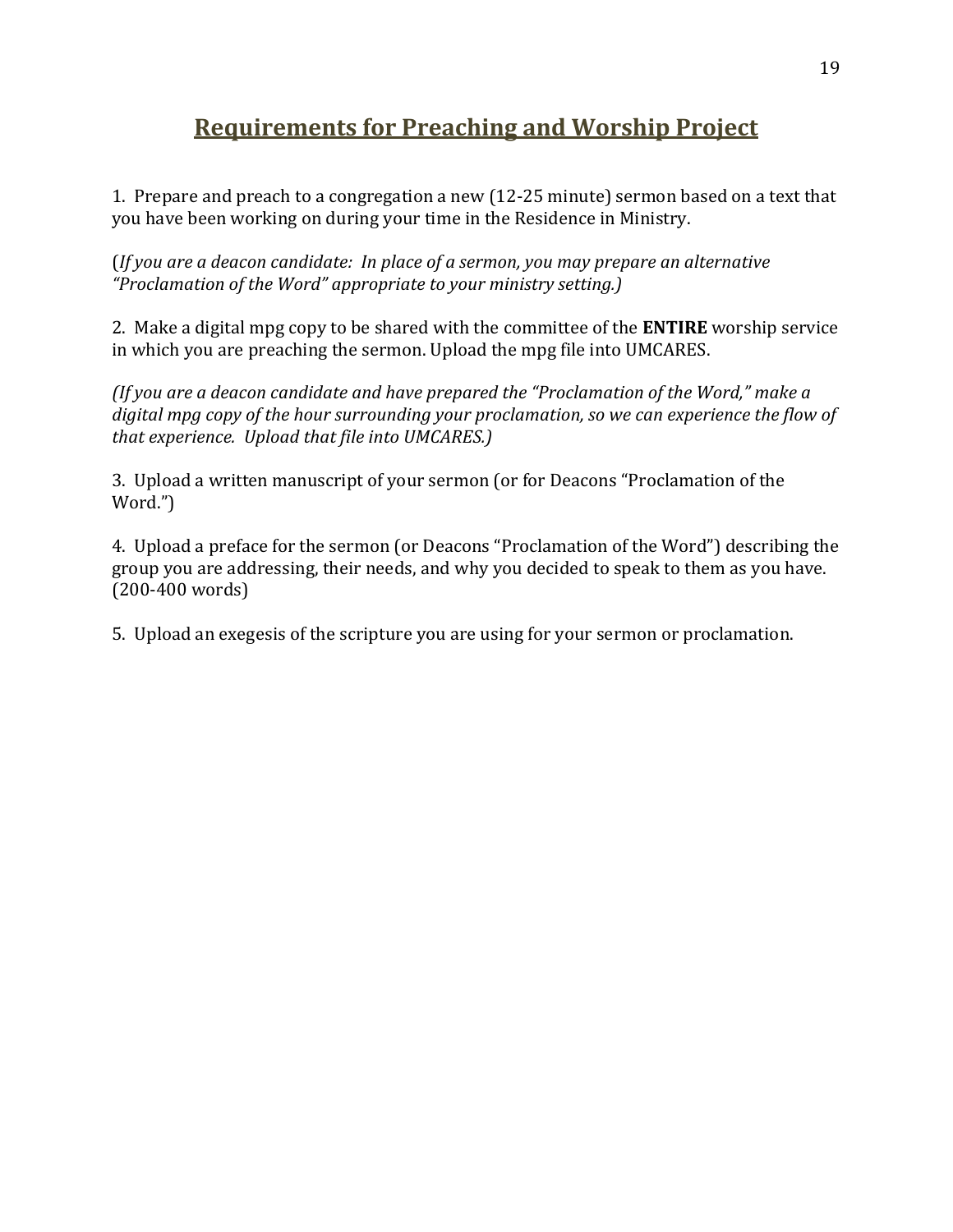# Requirements for Preaching and Worship Project

1. Prepare and preach to a congregation a new (12-25 minute) sermon based on a text that you have been working on during your time in the Residence in Ministry.

(*If you are a deacon candidate: In place of a sermon, you may prepare an alternative "Proclamation of the Word" appropriate to your ministry setting.)*

2. Make a digital mpg copy to be shared with the committee of the **ENTIRE** worship service in which you are preaching the sermon. Upload the mpg file into UMCARES.

*(If you are a deacon candidate and have prepared the "Proclamation of the Word," make a digital mpg copy of the hour surrounding your proclamation, so we can experience the flow of that experience. Upload that file into UMCARES.)*

3. Upload a written manuscript of your sermon (or for Deacons "Proclamation of the Word.")

4. Upload a preface for the sermon (or Deacons "Proclamation of the Word") describing the group you are addressing, their needs, and why you decided to speak to them as you have. (200-400 words)

5. Upload an exegesis of the scripture you are using for your sermon or proclamation.